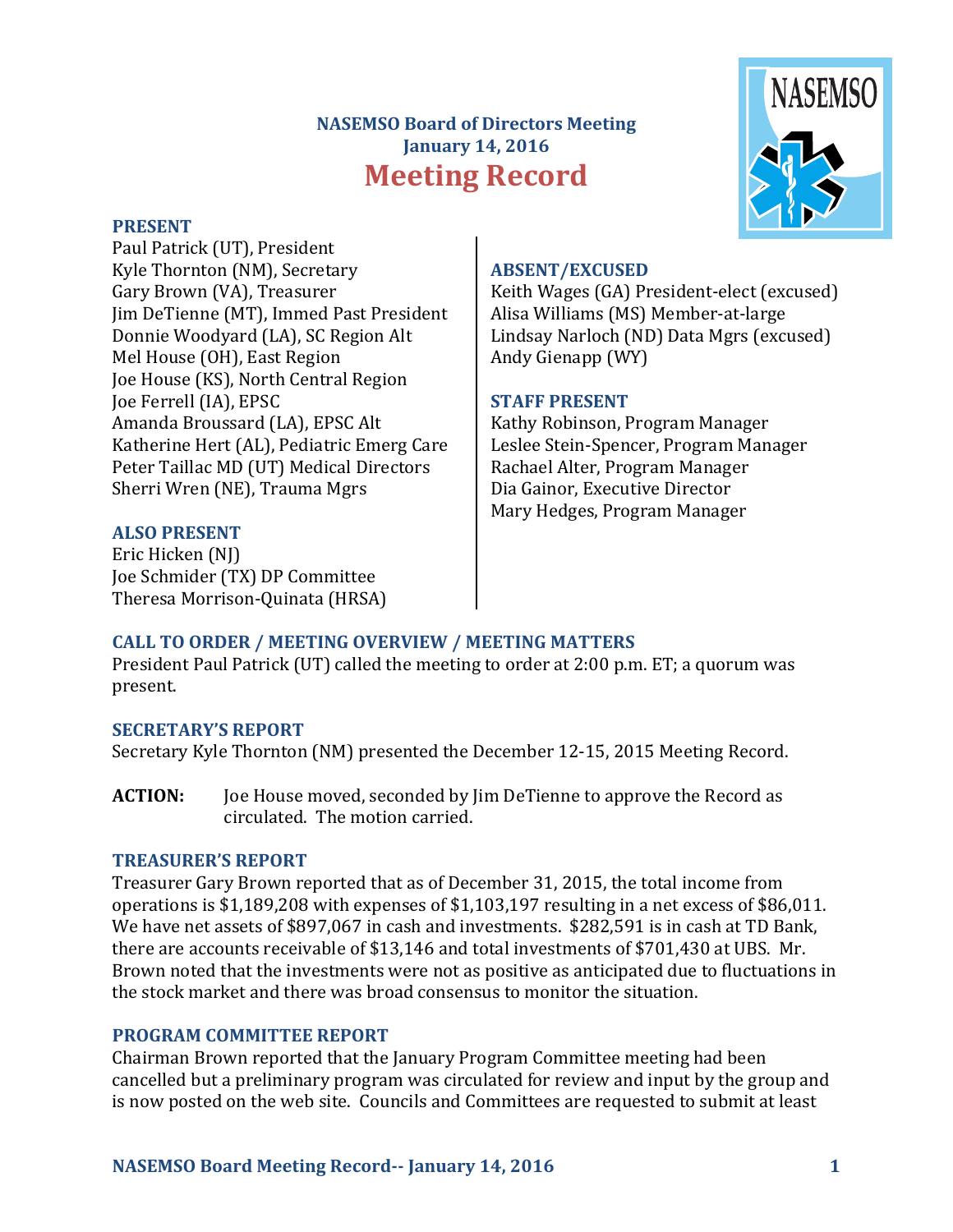# NASEMSO Board of Directors Meeting
## January 14, 2016
# Meeting Record

### PRESENT

Paul Patrick (UT), President
Kyle Thornton (NM), Secretary
Gary Brown (VA), Treasurer
Jim DeTienne (MT), Immed Past President
Donnie Woodyard (LA), SC Region Alt
Mel House (OH), East Region
Joe House (KS), North Central Region
Joe Ferrell (IA), EPSC
Amanda Broussard (LA), EPSC Alt
Katherine Hert (AL), Pediatric Emerg Care
Peter Taillac MD (UT) Medical Directors
Sherri Wren (NE), Trauma Mgrs

### ALSO PRESENT

Eric Hicken (NJ)
Joe Schmider (TX) DP Committee
Theresa Morrison-Quinata (HRSA)

### ABSENT/EXCUSED

Keith Wages (GA) President-elect (excused)
Alisa Williams (MS) Member-at-large
Lindsay Narloch (ND) Data Mgrs (excused)
Andy Gienapp (WY)

### STAFF PRESENT

Kathy Robinson, Program Manager
Leslee Stein-Spencer, Program Manager
Rachael Alter, Program Manager
Dia Gainor, Executive Director
Mary Hedges, Program Manager

### CALL TO ORDER / MEETING OVERVIEW / MEETING MATTERS

President Paul Patrick (UT) called the meeting to order at 2:00 p.m. ET; a quorum was present.

### SECRETARY'S REPORT

Secretary Kyle Thornton (NM) presented the December 12-15, 2015 Meeting Record.

**ACTION:** Joe House moved, seconded by Jim DeTienne to approve the Record as circulated. The motion carried.

### TREASURER'S REPORT

Treasurer Gary Brown reported that as of December 31, 2015, the total income from operations is $1,189,208 with expenses of $1,103,197 resulting in a net excess of $86,011. We have net assets of $897,067 in cash and investments. $282,591 is in cash at TD Bank, there are accounts receivable of $13,146 and total investments of $701,430 at UBS. Mr. Brown noted that the investments were not as positive as anticipated due to fluctuations in the stock market and there was broad consensus to monitor the situation.

### PROGRAM COMMITTEE REPORT

Chairman Brown reported that the January Program Committee meeting had been cancelled but a preliminary program was circulated for review and input by the group and is now posted on the web site. Councils and Committees are requested to submit at least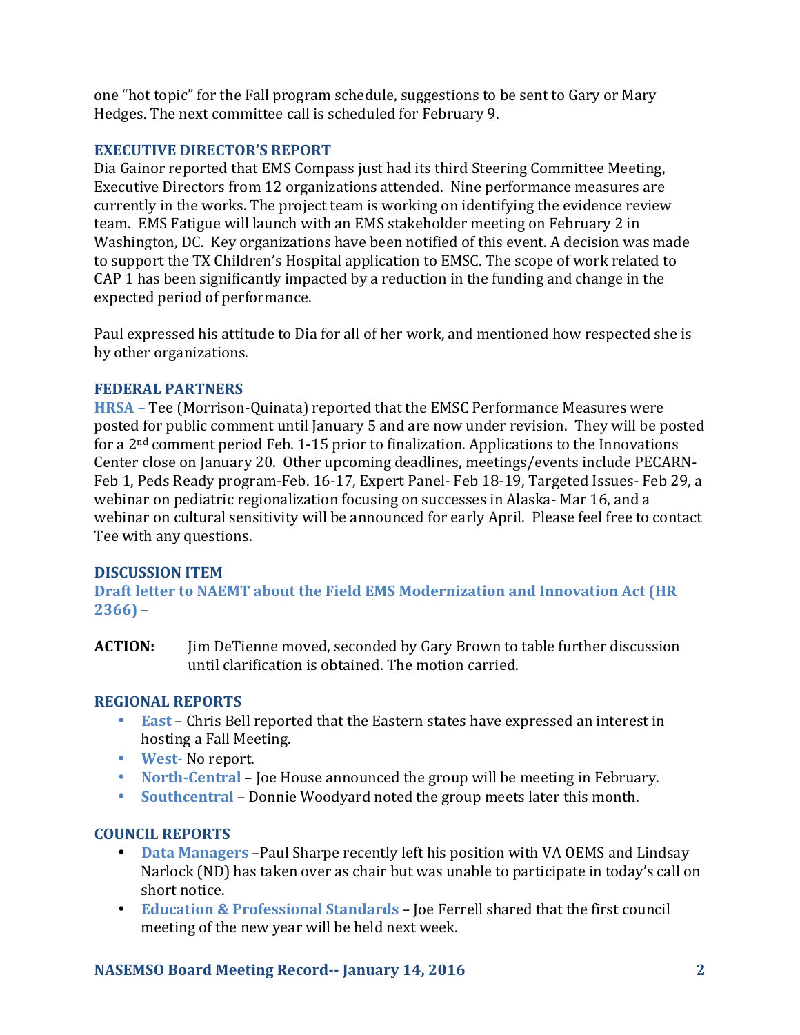one "hot topic" for the Fall program schedule, suggestions to be sent to Gary or Mary Hedges. The next committee call is scheduled for February 9.

### EXECUTIVE DIRECTOR'S REPORT

Dia Gainor reported that EMS Compass just had its third Steering Committee Meeting, Executive Directors from 12 organizations attended. Nine performance measures are currently in the works. The project team is working on identifying the evidence review team. EMS Fatigue will launch with an EMS stakeholder meeting on February 2 in Washington, DC. Key organizations have been notified of this event. A decision was made to support the TX Children's Hospital application to EMSC. The scope of work related to CAP 1 has been significantly impacted by a reduction in the funding and change in the expected period of performance.

Paul expressed his attitude to Dia for all of her work, and mentioned how respected she is by other organizations.

### FEDERAL PARTNERS

**HRSA –** Tee (Morrison-Quinata) reported that the EMSC Performance Measures were posted for public comment until January 5 and are now under revision. They will be posted for a 2nd comment period Feb. 1-15 prior to finalization. Applications to the Innovations Center close on January 20. Other upcoming deadlines, meetings/events include PECARN-Feb 1, Peds Ready program-Feb. 16-17, Expert Panel- Feb 18-19, Targeted Issues- Feb 29, a webinar on pediatric regionalization focusing on successes in Alaska- Mar 16, and a webinar on cultural sensitivity will be announced for early April. Please feel free to contact Tee with any questions.

### DISCUSSION ITEM

**Draft letter to NAEMT about the Field EMS Modernization and Innovation Act (HR 2366)** –

**ACTION:** Jim DeTienne moved, seconded by Gary Brown to table further discussion until clarification is obtained. The motion carried.

### REGIONAL REPORTS

- **East** – Chris Bell reported that the Eastern states have expressed an interest in hosting a Fall Meeting.
- **West-** No report.
- **North-Central** – Joe House announced the group will be meeting in February.
- **Southcentral** – Donnie Woodyard noted the group meets later this month.

### COUNCIL REPORTS

- **Data Managers** –Paul Sharpe recently left his position with VA OEMS and Lindsay Narlock (ND) has taken over as chair but was unable to participate in today's call on short notice.
- **Education & Professional Standards** – Joe Ferrell shared that the first council meeting of the new year will be held next week.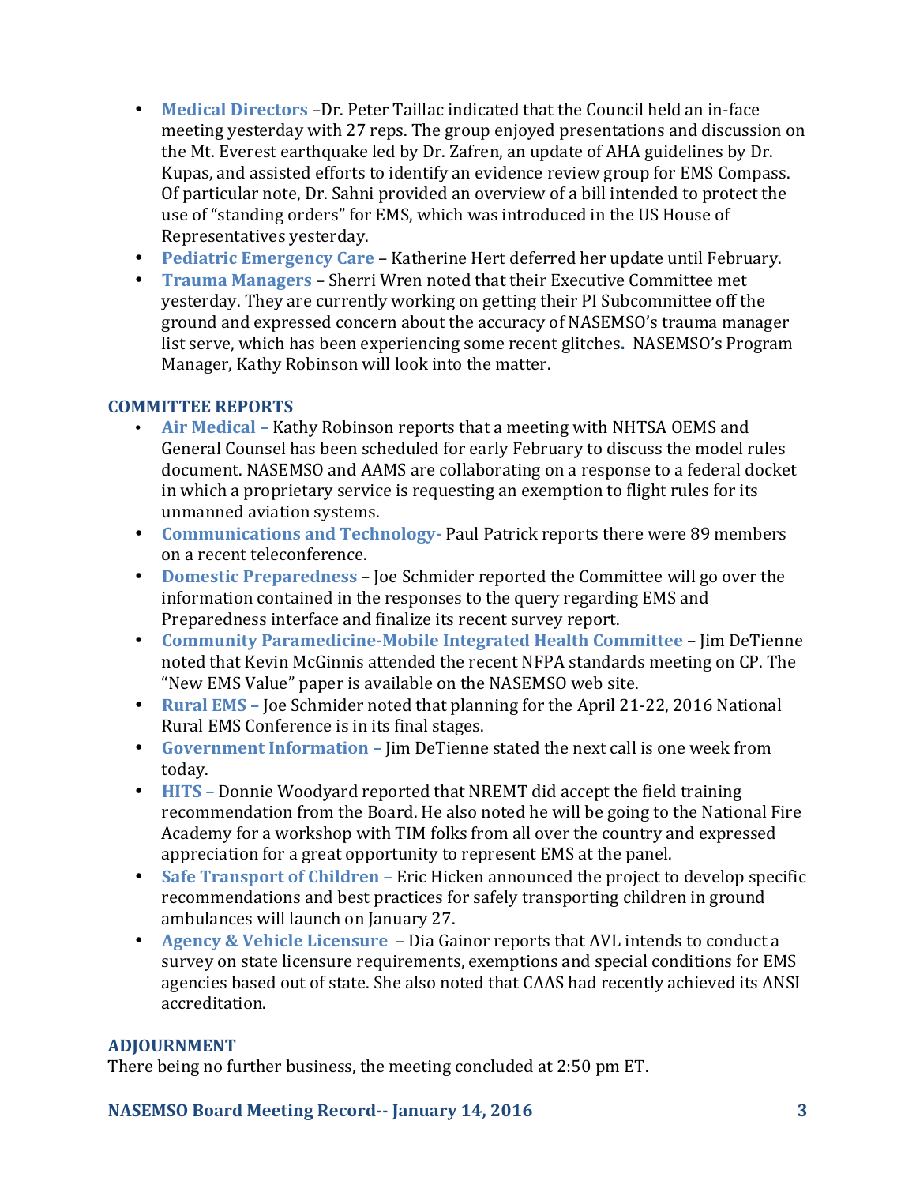- **Medical Directors** –Dr. Peter Taillac indicated that the Council held an in-face meeting yesterday with 27 reps. The group enjoyed presentations and discussion on the Mt. Everest earthquake led by Dr. Zafren, an update of AHA guidelines by Dr. Kupas, and assisted efforts to identify an evidence review group for EMS Compass. Of particular note, Dr. Sahni provided an overview of a bill intended to protect the use of "standing orders" for EMS, which was introduced in the US House of Representatives yesterday.
- **Pediatric Emergency Care** – Katherine Hert deferred her update until February.
- **Trauma Managers** – Sherri Wren noted that their Executive Committee met yesterday. They are currently working on getting their PI Subcommittee off the ground and expressed concern about the accuracy of NASEMSO's trauma manager list serve, which has been experiencing some recent glitches. NASEMSO's Program Manager, Kathy Robinson will look into the matter.

## COMMITTEE REPORTS

- **Air Medical –** Kathy Robinson reports that a meeting with NHTSA OEMS and General Counsel has been scheduled for early February to discuss the model rules document. NASEMSO and AAMS are collaborating on a response to a federal docket in which a proprietary service is requesting an exemption to flight rules for its unmanned aviation systems.
- **Communications and Technology-** Paul Patrick reports there were 89 members on a recent teleconference.
- **Domestic Preparedness** – Joe Schmider reported the Committee will go over the information contained in the responses to the query regarding EMS and Preparedness interface and finalize its recent survey report.
- **Community Paramedicine-Mobile Integrated Health Committee** – Jim DeTienne noted that Kevin McGinnis attended the recent NFPA standards meeting on CP. The "New EMS Value" paper is available on the NASEMSO web site.
- **Rural EMS –** Joe Schmider noted that planning for the April 21-22, 2016 National Rural EMS Conference is in its final stages.
- **Government Information –** Jim DeTienne stated the next call is one week from today.
- **HITS –** Donnie Woodyard reported that NREMT did accept the field training recommendation from the Board. He also noted he will be going to the National Fire Academy for a workshop with TIM folks from all over the country and expressed appreciation for a great opportunity to represent EMS at the panel.
- **Safe Transport of Children –** Eric Hicken announced the project to develop specific recommendations and best practices for safely transporting children in ground ambulances will launch on January 27.
- **Agency & Vehicle Licensure** – Dia Gainor reports that AVL intends to conduct a survey on state licensure requirements, exemptions and special conditions for EMS agencies based out of state. She also noted that CAAS had recently achieved its ANSI accreditation.

## ADJOURNMENT

There being no further business, the meeting concluded at 2:50 pm ET.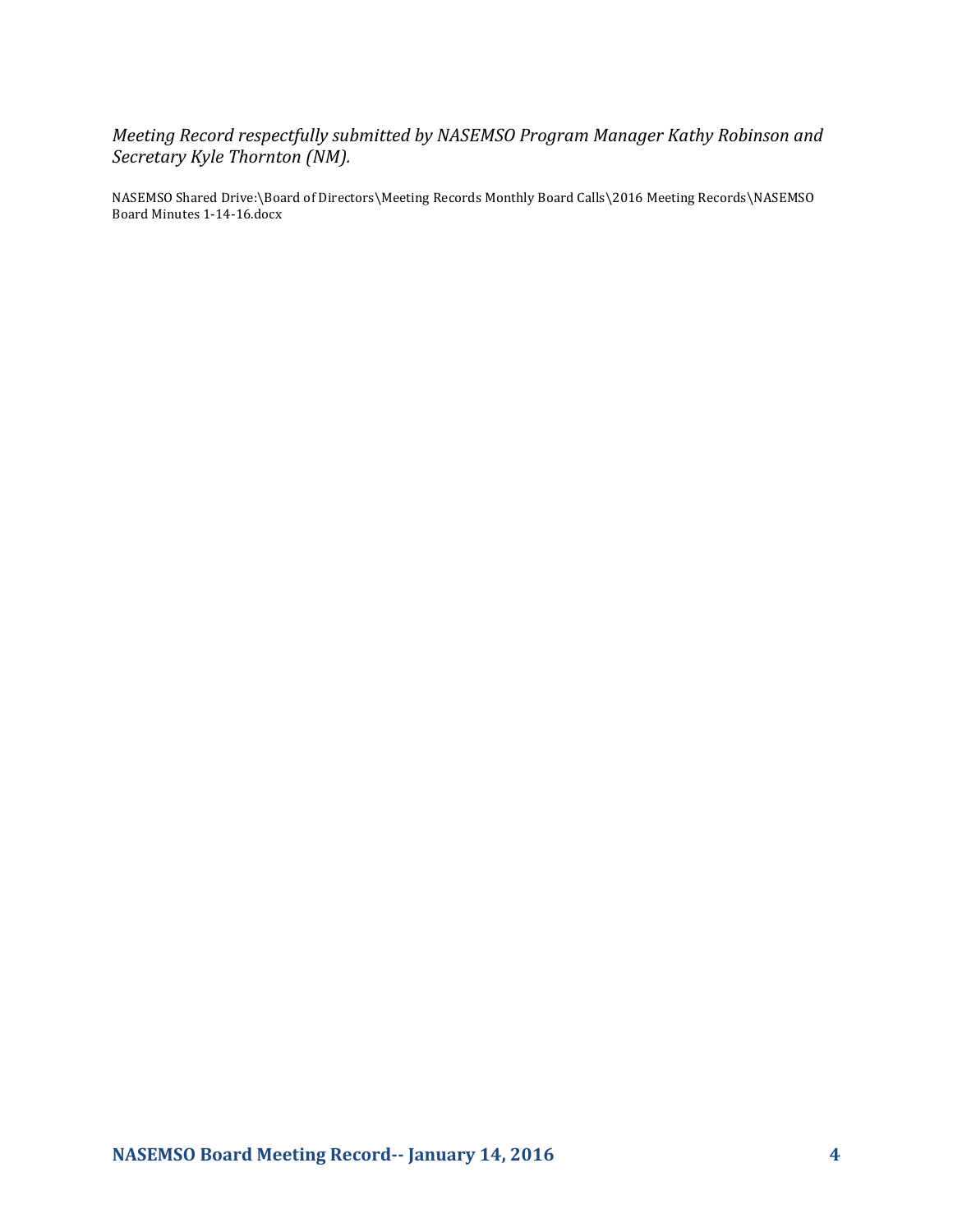*Meeting Record respectfully submitted by NASEMSO Program Manager Kathy Robinson and Secretary Kyle Thornton (NM).*

NASEMSO Shared Drive:\Board of Directors\Meeting Records Monthly Board Calls\2016 Meeting Records\NASEMSO Board Minutes 1-14-16.docx